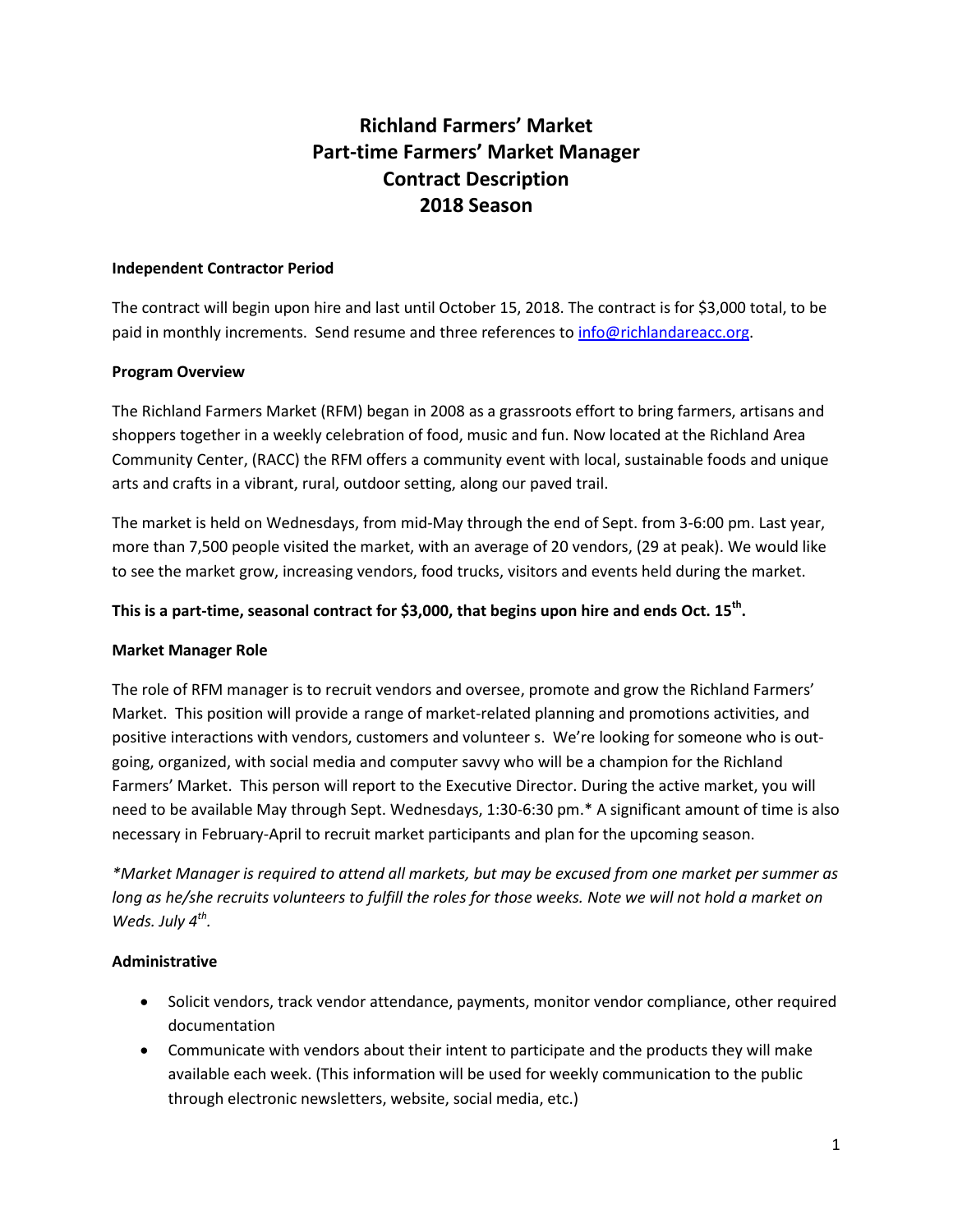# Richland Farmers' Market
# Part-time Farmers' Market Manager
# Contract Description
# 2018 Season

**Independent Contractor Period**

The contract will begin upon hire and last until October 15, 2018. The contract is for $3,000 total, to be paid in monthly increments. Send resume and three references to [info@richlandareacc.org](mailto:info@richlandareacc.org).

**Program Overview**

The Richland Farmers Market (RFM) began in 2008 as a grassroots effort to bring farmers, artisans and shoppers together in a weekly celebration of food, music and fun. Now located at the Richland Area Community Center, (RACC) the RFM offers a community event with local, sustainable foods and unique arts and crafts in a vibrant, rural, outdoor setting, along our paved trail.

The market is held on Wednesdays, from mid-May through the end of Sept. from 3-6:00 pm. Last year, more than 7,500 people visited the market, with an average of 20 vendors, (29 at peak). We would like to see the market grow, increasing vendors, food trucks, visitors and events held during the market.

**This is a part-time, seasonal contract for $3,000, that begins upon hire and ends Oct. 15th.**

**Market Manager Role**

The role of RFM manager is to recruit vendors and oversee, promote and grow the Richland Farmers' Market. This position will provide a range of market-related planning and promotions activities, and positive interactions with vendors, customers and volunteer s. We're looking for someone who is out-going, organized, with social media and computer savvy who will be a champion for the Richland Farmers' Market. This person will report to the Executive Director. During the active market, you will need to be available May through Sept. Wednesdays, 1:30-6:30 pm.* A significant amount of time is also necessary in February-April to recruit market participants and plan for the upcoming season.

*\*Market Manager is required to attend all markets, but may be excused from one market per summer as long as he/she recruits volunteers to fulfill the roles for those weeks. Note we will not hold a market on Weds. July 4th.*

**Administrative**

- Solicit vendors, track vendor attendance, payments, monitor vendor compliance, other required documentation
- Communicate with vendors about their intent to participate and the products they will make available each week. (This information will be used for weekly communication to the public through electronic newsletters, website, social media, etc.)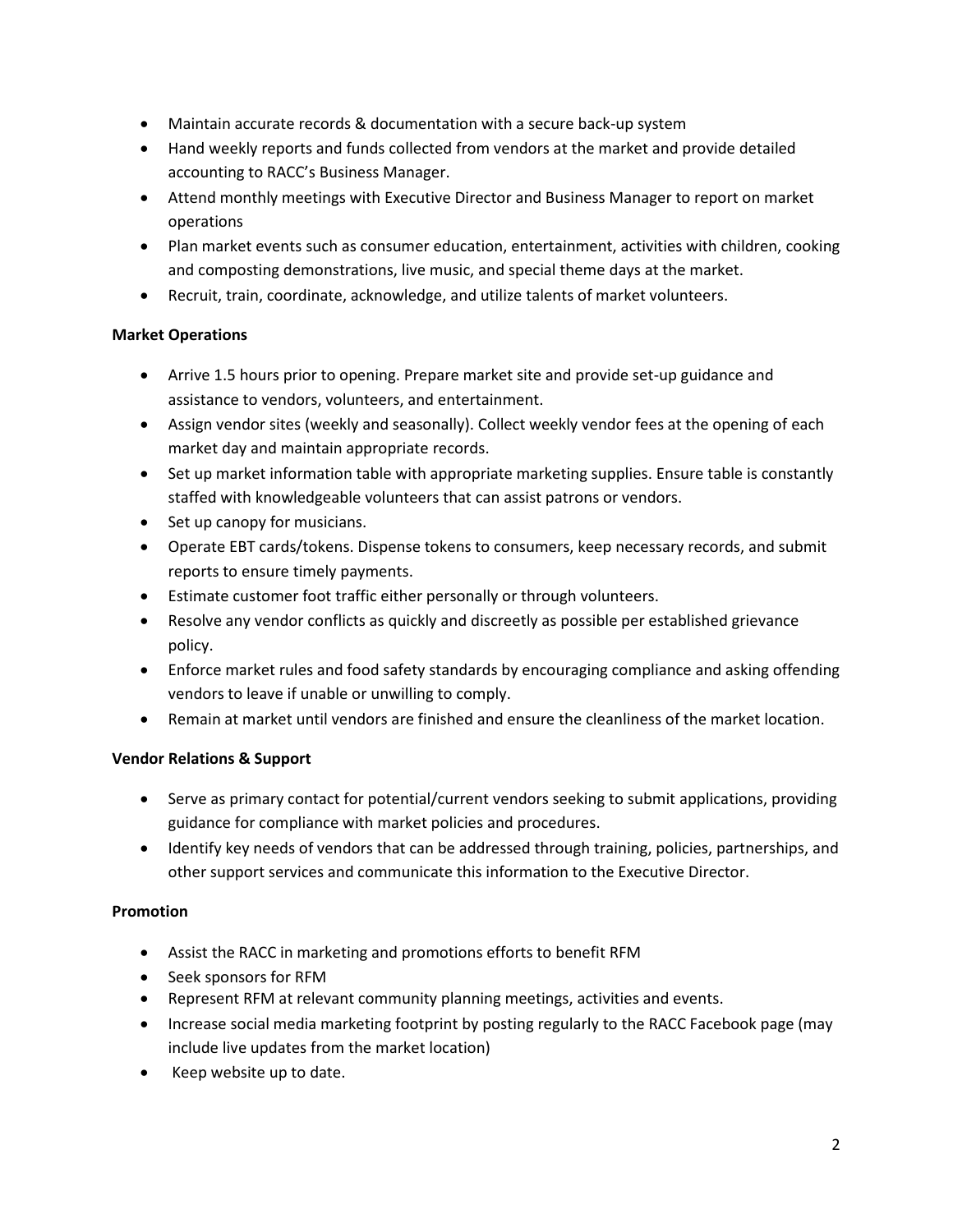- Maintain accurate records & documentation with a secure back-up system
- Hand weekly reports and funds collected from vendors at the market and provide detailed accounting to RACC's Business Manager.
- Attend monthly meetings with Executive Director and Business Manager to report on market operations
- Plan market events such as consumer education, entertainment, activities with children, cooking and composting demonstrations, live music, and special theme days at the market.
- Recruit, train, coordinate, acknowledge, and utilize talents of market volunteers.

**Market Operations**

- Arrive 1.5 hours prior to opening. Prepare market site and provide set-up guidance and assistance to vendors, volunteers, and entertainment.
- Assign vendor sites (weekly and seasonally). Collect weekly vendor fees at the opening of each market day and maintain appropriate records.
- Set up market information table with appropriate marketing supplies. Ensure table is constantly staffed with knowledgeable volunteers that can assist patrons or vendors.
- Set up canopy for musicians.
- Operate EBT cards/tokens. Dispense tokens to consumers, keep necessary records, and submit reports to ensure timely payments.
- Estimate customer foot traffic either personally or through volunteers.
- Resolve any vendor conflicts as quickly and discreetly as possible per established grievance policy.
- Enforce market rules and food safety standards by encouraging compliance and asking offending vendors to leave if unable or unwilling to comply.
- Remain at market until vendors are finished and ensure the cleanliness of the market location.

**Vendor Relations & Support**

- Serve as primary contact for potential/current vendors seeking to submit applications, providing guidance for compliance with market policies and procedures.
- Identify key needs of vendors that can be addressed through training, policies, partnerships, and other support services and communicate this information to the Executive Director.

**Promotion**

- Assist the RACC in marketing and promotions efforts to benefit RFM
- Seek sponsors for RFM
- Represent RFM at relevant community planning meetings, activities and events.
- Increase social media marketing footprint by posting regularly to the RACC Facebook page (may include live updates from the market location)
- Keep website up to date.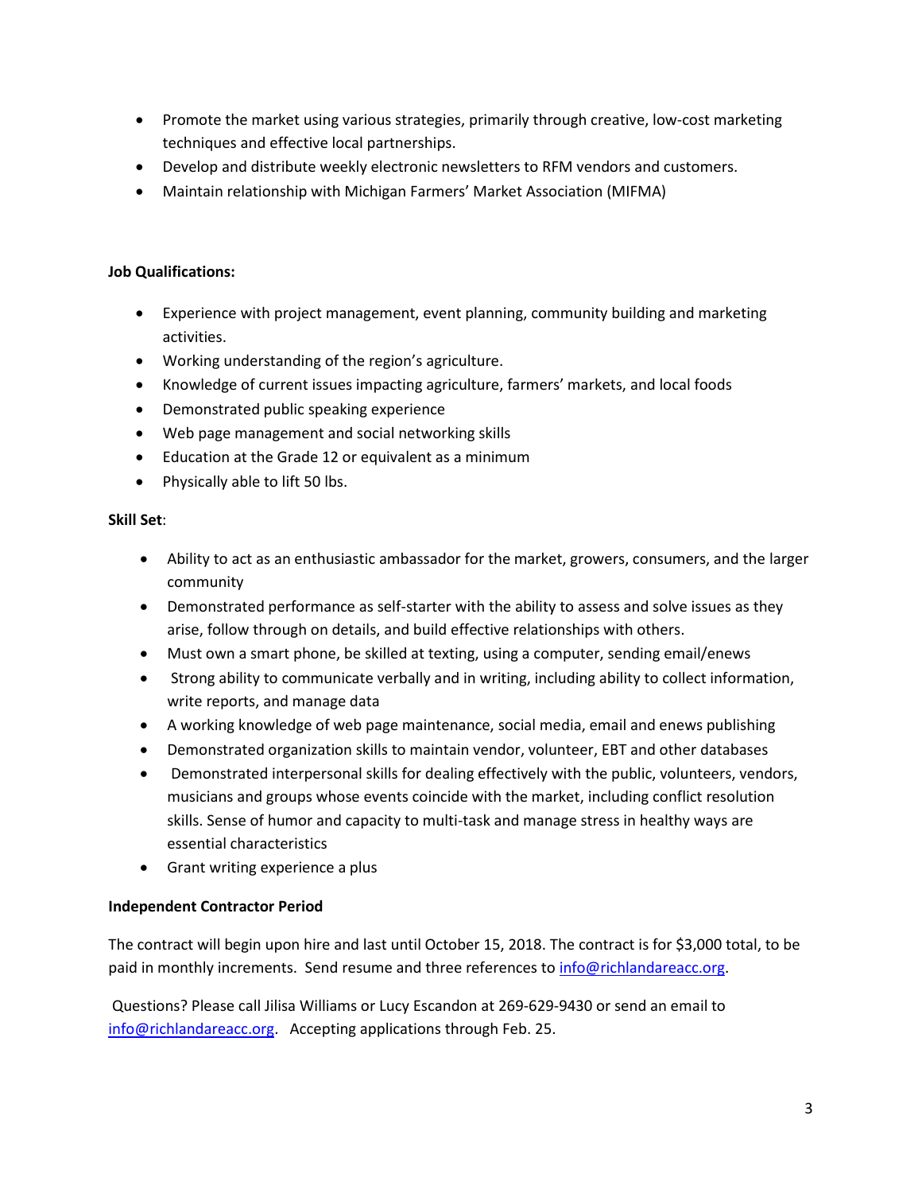- Promote the market using various strategies, primarily through creative, low-cost marketing techniques and effective local partnerships.
- Develop and distribute weekly electronic newsletters to RFM vendors and customers.
- Maintain relationship with Michigan Farmers' Market Association (MIFMA)

**Job Qualifications:**

- Experience with project management, event planning, community building and marketing activities.
- Working understanding of the region's agriculture.
- Knowledge of current issues impacting agriculture, farmers' markets, and local foods
- Demonstrated public speaking experience
- Web page management and social networking skills
- Education at the Grade 12 or equivalent as a minimum
- Physically able to lift 50 lbs.

**Skill Set**:

- Ability to act as an enthusiastic ambassador for the market, growers, consumers, and the larger community
- Demonstrated performance as self-starter with the ability to assess and solve issues as they arise, follow through on details, and build effective relationships with others.
- Must own a smart phone, be skilled at texting, using a computer, sending email/enews
- Strong ability to communicate verbally and in writing, including ability to collect information, write reports, and manage data
- A working knowledge of web page maintenance, social media, email and enews publishing
- Demonstrated organization skills to maintain vendor, volunteer, EBT and other databases
- Demonstrated interpersonal skills for dealing effectively with the public, volunteers, vendors, musicians and groups whose events coincide with the market, including conflict resolution skills. Sense of humor and capacity to multi-task and manage stress in healthy ways are essential characteristics
- Grant writing experience a plus

**Independent Contractor Period**

The contract will begin upon hire and last until October 15, 2018. The contract is for $3,000 total, to be paid in monthly increments. Send resume and three references to info@richlandareacc.org.

Questions? Please call Jilisa Williams or Lucy Escandon at 269-629-9430 or send an email to info@richlandareacc.org. Accepting applications through Feb. 25.